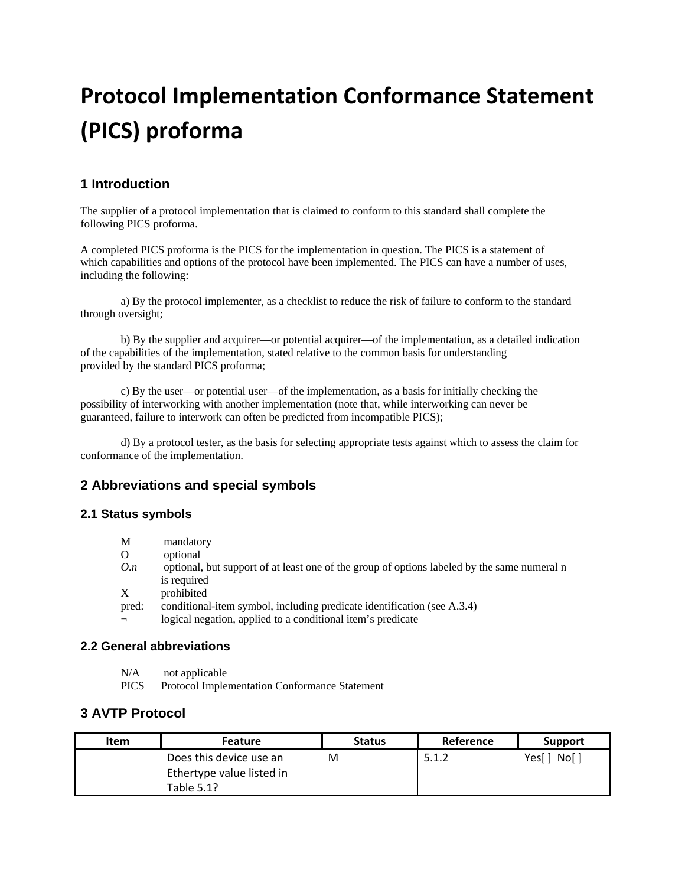# Protocol Implementation Conformance Statement (PICS) proforma

## 1 Introduction

The supplier of a protocol implementation that is claimed to conform to this standard shall complete the following PICS proforma.

A completed PICS proforma is the PICS for the implementation in question. The PICS is a statement of which capabilities and options of the protocol have been implemented. The PICS can have a number of uses, including the following:

a) By the protocol implementer, as a checklist to reduce the risk of failure to conform to the standard through oversight;

b) By the supplier and acquirer—or potential acquirer—of the implementation, as a detailed indication of the capabilities of the implementation, stated relative to the common basis for understanding provided by the standard PICS proforma;

c) By the user—or potential user—of the implementation, as a basis for initially checking the possibility of interworking with another implementation (note that, while interworking can never be guaranteed, failure to interwork can often be predicted from incompatible PICS);

d) By a protocol tester, as the basis for selecting appropriate tests against which to assess the claim for conformance of the implementation.

## 2 Abbreviations and special symbols

### 2.1 Status symbols

M mandatory
O optional
*O.n* optional, but support of at least one of the group of options labeled by the same numeral n is required
X prohibited
pred: conditional-item symbol, including predicate identification (see A.3.4)
¬ logical negation, applied to a conditional item's predicate

### 2.2 General abbreviations

N/A not applicable
PICS Protocol Implementation Conformance Statement

## 3 AVTP Protocol

| Item | Feature | Status | Reference | Support |
|---|---|---|---|---|
| | Does this device use an Ethertype value listed in Table 5.1? | M | 5.1.2 | Yes[ ] No[ ] |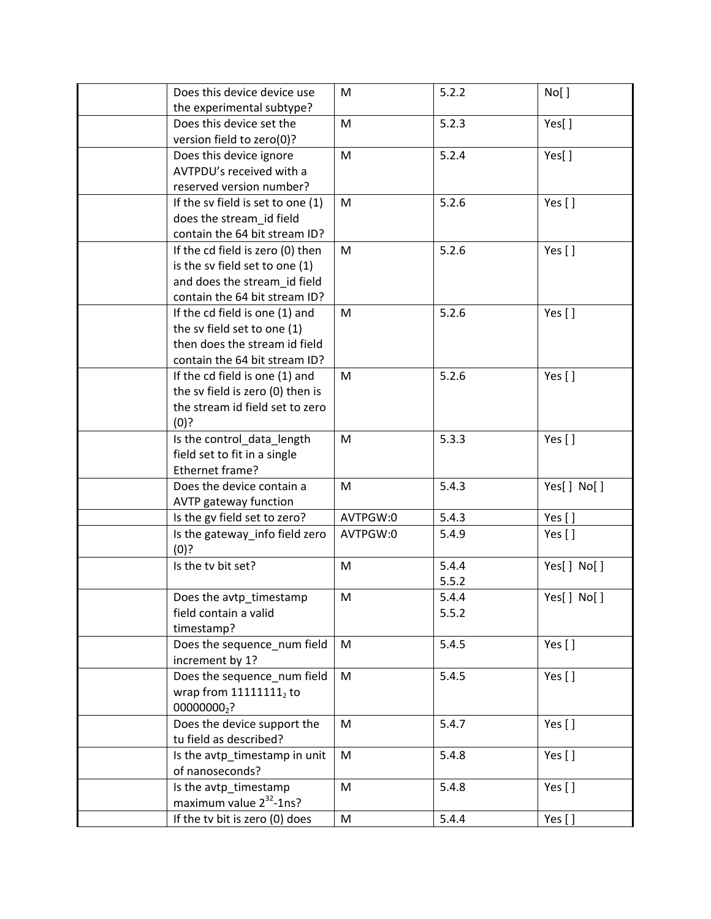| | | | | |
|---|---|---|---|---|
| | Does this device device use the experimental subtype? | M | 5.2.2 | No[ ] |
| | Does this device set the version field to zero(0)? | M | 5.2.3 | Yes[ ] |
| | Does this device ignore AVTPDU's received with a reserved version number? | M | 5.2.4 | Yes[ ] |
| | If the sv field is set to one (1) does the stream_id field contain the 64 bit stream ID? | M | 5.2.6 | Yes [ ] |
| | If the cd field is zero (0) then is the sv field set to one (1) and does the stream_id field contain the 64 bit stream ID? | M | 5.2.6 | Yes [ ] |
| | If the cd field is one (1) and the sv field set to one (1) then does the stream id field contain the 64 bit stream ID? | M | 5.2.6 | Yes [ ] |
| | If the cd field is one (1) and the sv field is zero (0) then is the stream id field set to zero (0)? | M | 5.2.6 | Yes [ ] |
| | Is the control_data_length field set to fit in a single Ethernet frame? | M | 5.3.3 | Yes [ ] |
| | Does the device contain a AVTP gateway function | M | 5.4.3 | Yes[ ] No[ ] |
| | Is the gv field set to zero? | AVTPGW:0 | 5.4.3 | Yes [ ] |
| | Is the gateway_info field zero (0)? | AVTPGW:0 | 5.4.9 | Yes [ ] |
| | Is the tv bit set? | M | 5.4.4 5.5.2 | Yes[ ] No[ ] |
| | Does the avtp_timestamp field contain a valid timestamp? | M | 5.4.4 5.5.2 | Yes[ ] No[ ] |
| | Does the sequence_num field increment by 1? | M | 5.4.5 | Yes [ ] |
| | Does the sequence_num field wrap from $11111111_2$ to $00000000_2$? | M | 5.4.5 | Yes [ ] |
| | Does the device support the tu field as described? | M | 5.4.7 | Yes [ ] |
| | Is the avtp_timestamp in unit of nanoseconds? | M | 5.4.8 | Yes [ ] |
| | Is the avtp_timestamp maximum value $2^{32}$-1ns? | M | 5.4.8 | Yes [ ] |
| | If the tv bit is zero (0) does | M | 5.4.4 | Yes [ ] |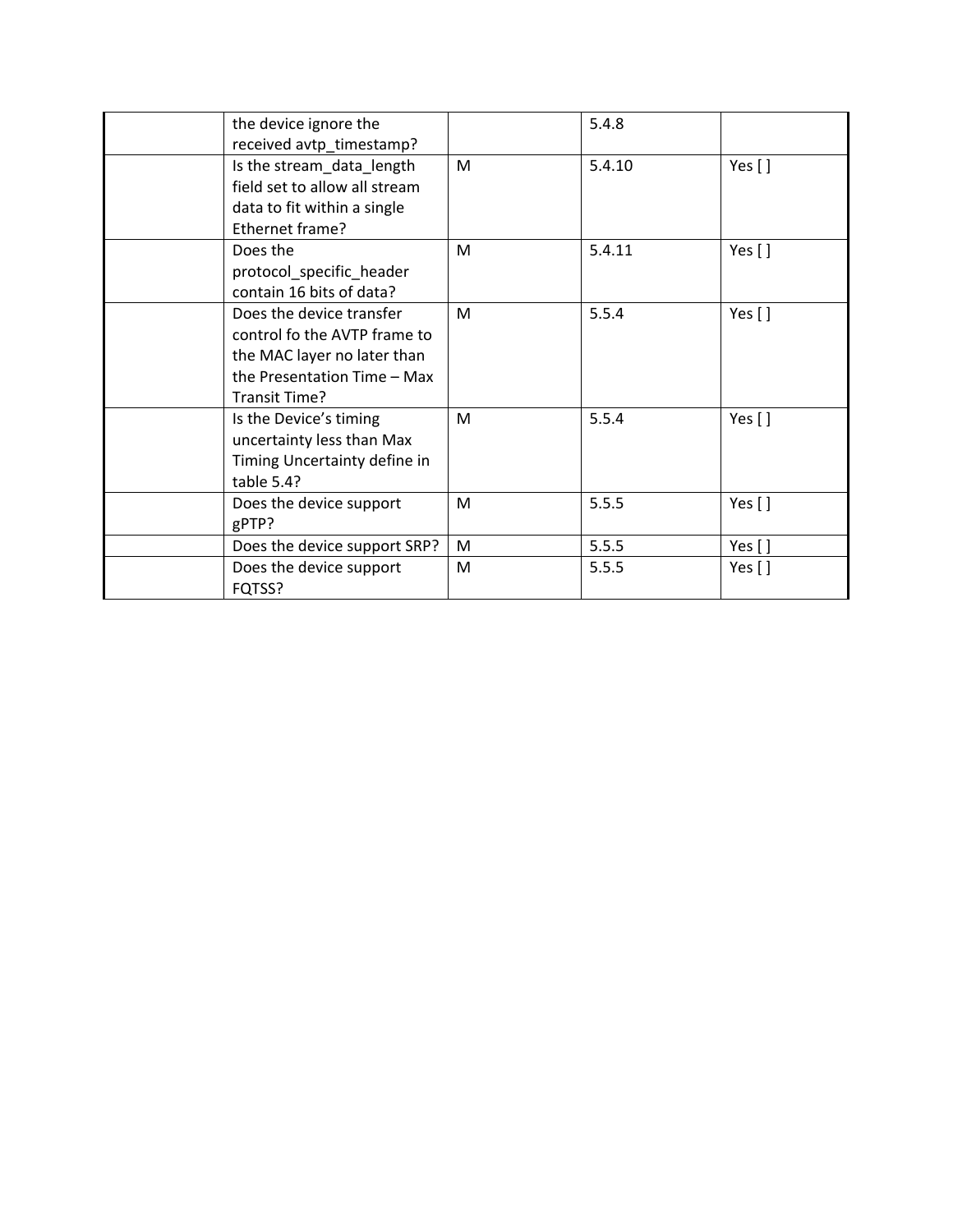| | | | | |
|---|---|---|---|---|
| | the device ignore the received avtp_timestamp? | | 5.4.8 | |
| | Is the stream_data_length field set to allow all stream data to fit within a single Ethernet frame? | M | 5.4.10 | Yes [ ] |
| | Does the protocol_specific_header contain 16 bits of data? | M | 5.4.11 | Yes [ ] |
| | Does the device transfer control fo the AVTP frame to the MAC layer no later than the Presentation Time – Max Transit Time? | M | 5.5.4 | Yes [ ] |
| | Is the Device's timing uncertainty less than Max Timing Uncertainty define in table 5.4? | M | 5.5.4 | Yes [ ] |
| | Does the device support gPTP? | M | 5.5.5 | Yes [ ] |
| | Does the device support SRP? | M | 5.5.5 | Yes [ ] |
| | Does the device support FQTSS? | M | 5.5.5 | Yes [ ] |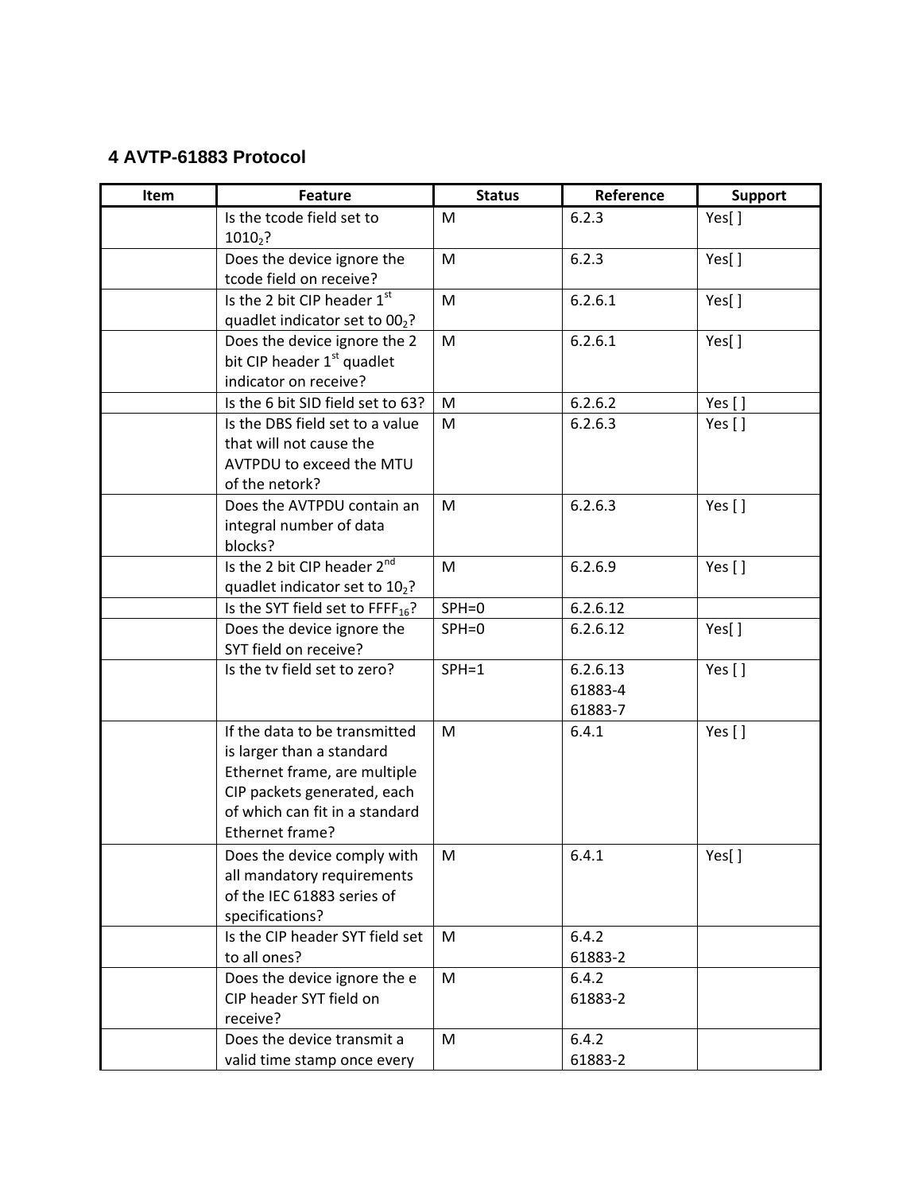## 4 AVTP-61883 Protocol

| Item | Feature | Status | Reference | Support |
|---|---|---|---|---|
| | Is the tcode field set to $1010_2$? | M | 6.2.3 | Yes[ ] |
| | Does the device ignore the tcode field on receive? | M | 6.2.3 | Yes[ ] |
| | Is the 2 bit CIP header 1st quadlet indicator set to $00_2$? | M | 6.2.6.1 | Yes[ ] |
| | Does the device ignore the 2 bit CIP header 1st quadlet indicator on receive? | M | 6.2.6.1 | Yes[ ] |
| | Is the 6 bit SID field set to 63? | M | 6.2.6.2 | Yes [ ] |
| | Is the DBS field set to a value that will not cause the AVTPDU to exceed the MTU of the netork? | M | 6.2.6.3 | Yes [ ] |
| | Does the AVTPDU contain an integral number of data blocks? | M | 6.2.6.3 | Yes [ ] |
| | Is the 2 bit CIP header 2nd quadlet indicator set to $10_2$? | M | 6.2.6.9 | Yes [ ] |
| | Is the SYT field set to $FFFF_{16}$? | SPH=0 | 6.2.6.12 | |
| | Does the device ignore the SYT field on receive? | SPH=0 | 6.2.6.12 | Yes[ ] |
| | Is the tv field set to zero? | SPH=1 | 6.2.6.13<br>61883-4<br>61883-7 | Yes [ ] |
| | If the data to be transmitted is larger than a standard Ethernet frame, are multiple CIP packets generated, each of which can fit in a standard Ethernet frame? | M | 6.4.1 | Yes [ ] |
| | Does the device comply with all mandatory requirements of the IEC 61883 series of specifications? | M | 6.4.1 | Yes[ ] |
| | Is the CIP header SYT field set to all ones? | M | 6.4.2<br>61883-2 | |
| | Does the device ignore the e CIP header SYT field on receive? | M | 6.4.2<br>61883-2 | |
| | Does the device transmit a valid time stamp once every | M | 6.4.2<br>61883-2 | |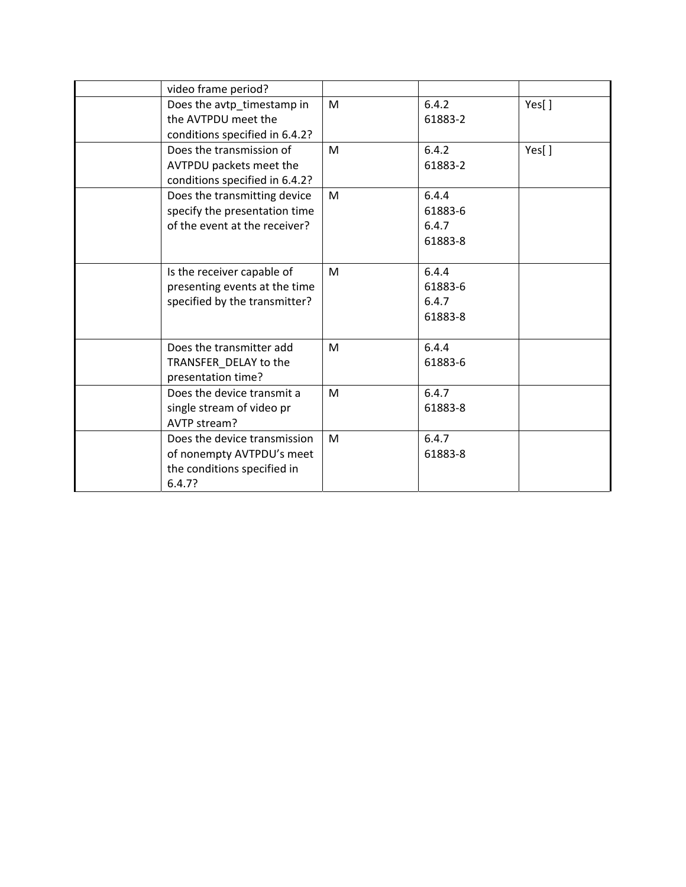| | | | | |
|---|---|---|---|---|
| | video frame period? | | | |
| | Does the avtp_timestamp in the AVTPDU meet the conditions specified in 6.4.2? | M | 6.4.2<br>61883-2 | Yes[ ] |
| | Does the transmission of AVTPDU packets meet the conditions specified in 6.4.2? | M | 6.4.2<br>61883-2 | Yes[ ] |
| | Does the transmitting device specify the presentation time of the event at the receiver? | M | 6.4.4<br>61883-6<br>6.4.7<br>61883-8 | |
| | Is the receiver capable of presenting events at the time specified by the transmitter? | M | 6.4.4<br>61883-6<br>6.4.7<br>61883-8 | |
| | Does the transmitter add TRANSFER_DELAY to the presentation time? | M | 6.4.4<br>61883-6 | |
| | Does the device transmit a single stream of video pr AVTP stream? | M | 6.4.7<br>61883-8 | |
| | Does the device transmission of nonempty AVTPDU's meet the conditions specified in 6.4.7? | M | 6.4.7<br>61883-8 | |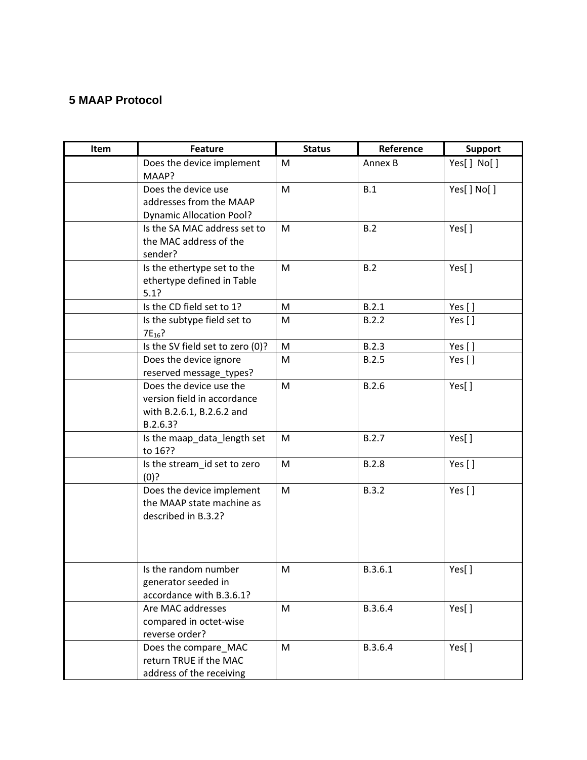## 5 MAAP Protocol

| Item | Feature | Status | Reference | Support |
|---|---|---|---|---|
| | Does the device implement MAAP? | M | Annex B | Yes[ ]  No[ ] |
| | Does the device use addresses from the MAAP Dynamic Allocation Pool? | M | B.1 | Yes[ ] No[ ] |
| | Is the SA MAC address set to the MAC address of the sender? | M | B.2 | Yes[ ] |
| | Is the ethertype set to the ethertype defined in Table 5.1? | M | B.2 | Yes[ ] |
| | Is the CD field set to 1? | M | B.2.1 | Yes [ ] |
| | Is the subtype field set to $7E_{16}$? | M | B.2.2 | Yes [ ] |
| | Is the SV field set to zero (0)? | M | B.2.3 | Yes [ ] |
| | Does the device ignore reserved message_types? | M | B.2.5 | Yes [ ] |
| | Does the device use the version field in accordance with B.2.6.1, B.2.6.2 and B.2.6.3? | M | B.2.6 | Yes[ ] |
| | Is the maap_data_length set to 16?? | M | B.2.7 | Yes[ ] |
| | Is the stream_id set to zero (0)? | M | B.2.8 | Yes [ ] |
| | Does the device implement the MAAP state machine as described in B.3.2? | M | B.3.2 | Yes [ ] |
| | Is the random number generator seeded in accordance with B.3.6.1? | M | B.3.6.1 | Yes[ ] |
| | Are MAC addresses compared in octet-wise reverse order? | M | B.3.6.4 | Yes[ ] |
| | Does the compare_MAC return TRUE if the MAC address of the receiving | M | B.3.6.4 | Yes[ ] |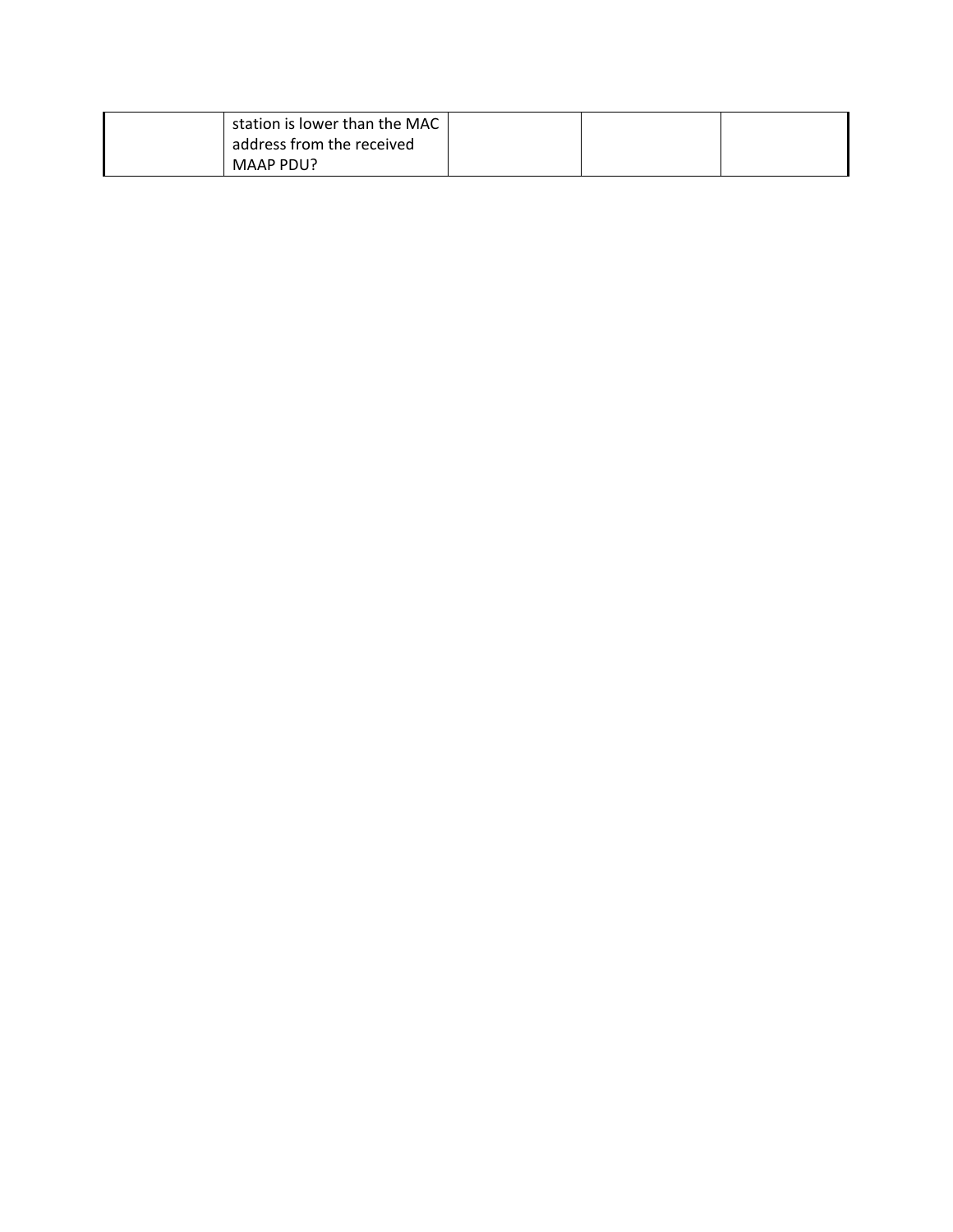| | | | | |
|---|---|---|---|---|
| | station is lower than the MAC address from the received MAAP PDU? | | | |